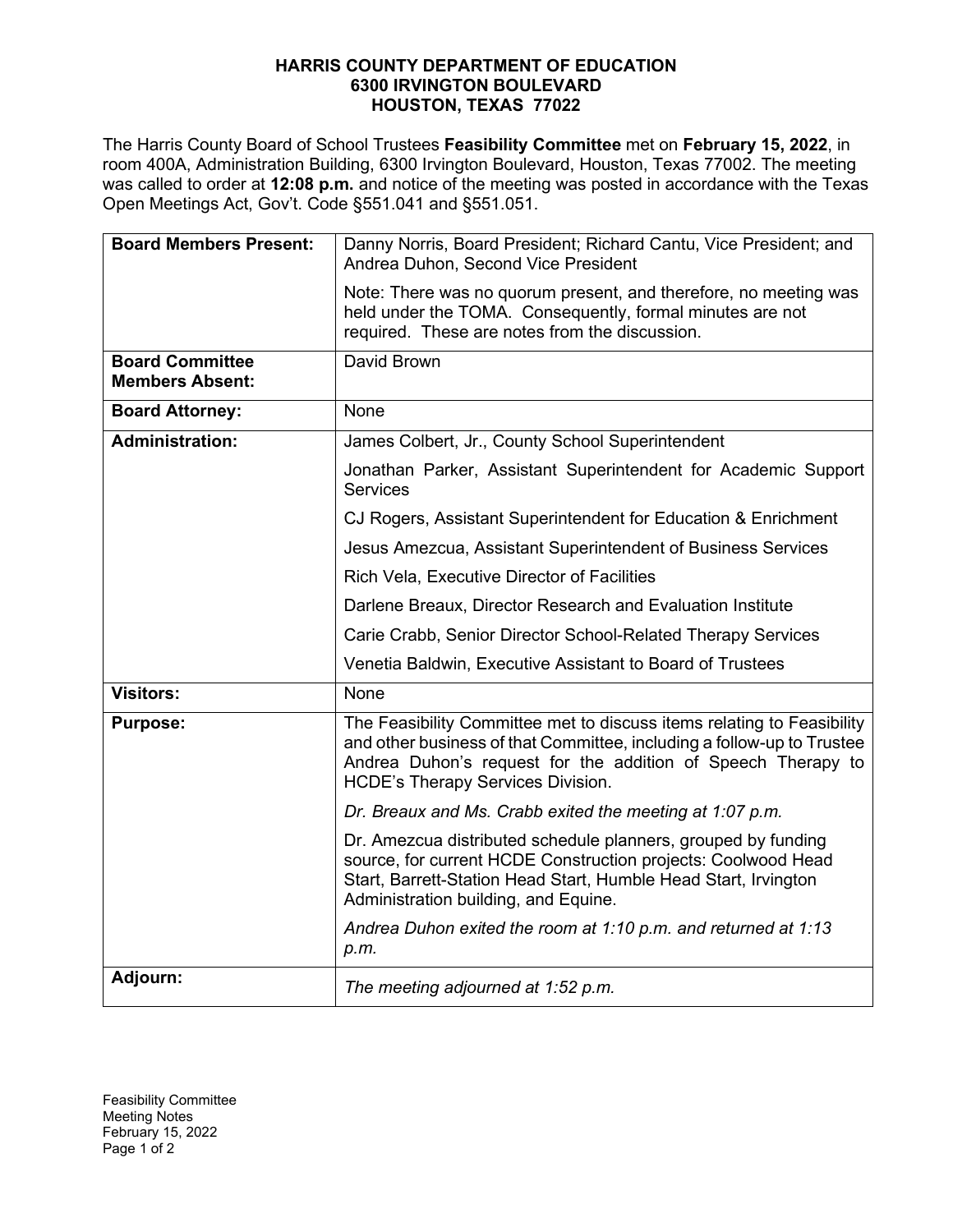**HARRIS COUNTY DEPARTMENT OF EDUCATION**
**6300 IRVINGTON BOULEVARD**
**HOUSTON, TEXAS 77022**

The Harris County Board of School Trustees **Feasibility Committee** met on **February 15, 2022**, in room 400A, Administration Building, 6300 Irvington Boulevard, Houston, Texas 77002. The meeting was called to order at **12:08 p.m.** and notice of the meeting was posted in accordance with the Texas Open Meetings Act, Gov't. Code §551.041 and §551.051.

| | |
|---|---|
| **Board Members Present:** | Danny Norris, Board President; Richard Cantu, Vice President; and Andrea Duhon, Second Vice President<br><br>Note: There was no quorum present, and therefore, no meeting was held under the TOMA. Consequently, formal minutes are not required. These are notes from the discussion. |
| **Board Committee Members Absent:** | David Brown |
| **Board Attorney:** | None |
| **Administration:** | James Colbert, Jr., County School Superintendent<br><br>Jonathan Parker, Assistant Superintendent for Academic Support Services<br><br>CJ Rogers, Assistant Superintendent for Education & Enrichment<br><br>Jesus Amezcua, Assistant Superintendent of Business Services<br><br>Rich Vela, Executive Director of Facilities<br><br>Darlene Breaux, Director Research and Evaluation Institute<br><br>Carie Crabb, Senior Director School-Related Therapy Services<br><br>Venetia Baldwin, Executive Assistant to Board of Trustees |
| **Visitors:** | None |
| **Purpose:** | The Feasibility Committee met to discuss items relating to Feasibility and other business of that Committee, including a follow-up to Trustee Andrea Duhon's request for the addition of Speech Therapy to HCDE's Therapy Services Division.<br><br>*Dr. Breaux and Ms. Crabb exited the meeting at 1:07 p.m.*<br><br>Dr. Amezcua distributed schedule planners, grouped by funding source, for current HCDE Construction projects: Coolwood Head Start, Barrett-Station Head Start, Humble Head Start, Irvington Administration building, and Equine.<br><br>*Andrea Duhon exited the room at 1:10 p.m. and returned at 1:13 p.m.* |
| **Adjourn:** | *The meeting adjourned at 1:52 p.m.* |

Feasibility Committee
Meeting Notes
February 15, 2022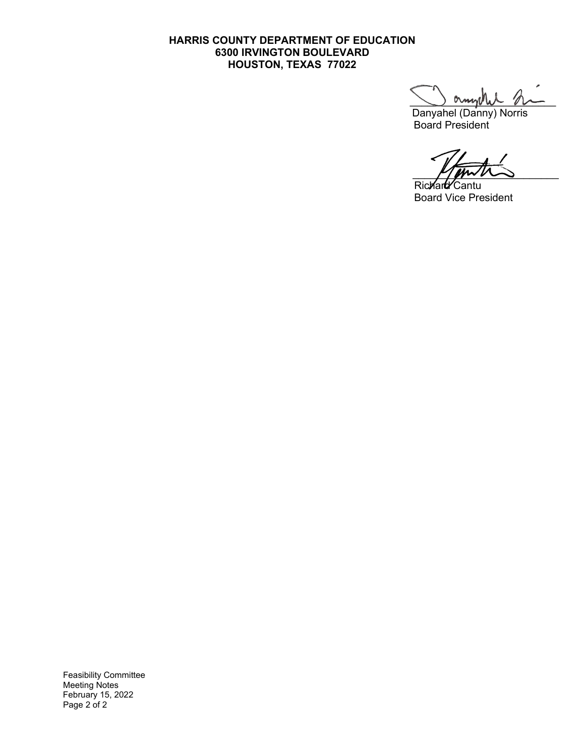**HARRIS COUNTY DEPARTMENT OF EDUCATION**
**6300 IRVINGTON BOULEVARD**
**HOUSTON, TEXAS 77022**

Danyahel (Danny) Norris
Board President

Richard Cantu
Board Vice President

Feasibility Committee
Meeting Notes
February 15, 2022